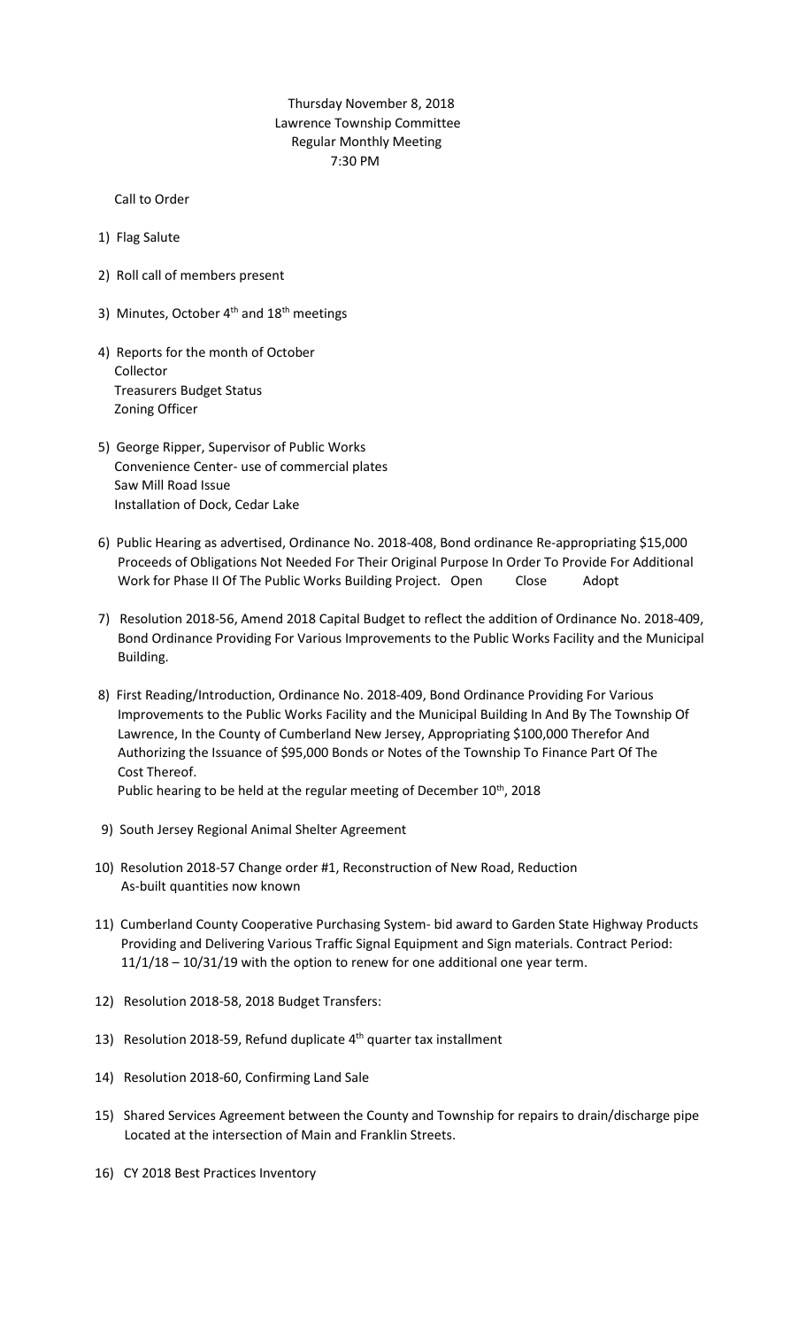Thursday November 8, 2018
Lawrence Township Committee
Regular Monthly Meeting
7:30 PM

Call to Order

1) Flag Salute

2) Roll call of members present

3) Minutes, October 4th and 18th meetings

4) Reports for the month of October
   Collector
   Treasurers Budget Status
   Zoning Officer

5) George Ripper, Supervisor of Public Works
   Convenience Center- use of commercial plates
   Saw Mill Road Issue
   Installation of Dock, Cedar Lake

6) Public Hearing as advertised, Ordinance No. 2018-408, Bond ordinance Re-appropriating $15,000 Proceeds of Obligations Not Needed For Their Original Purpose In Order To Provide For Additional Work for Phase II Of The Public Works Building Project. Open Close Adopt

7) Resolution 2018-56, Amend 2018 Capital Budget to reflect the addition of Ordinance No. 2018-409, Bond Ordinance Providing For Various Improvements to the Public Works Facility and the Municipal Building.

8) First Reading/Introduction, Ordinance No. 2018-409, Bond Ordinance Providing For Various Improvements to the Public Works Facility and the Municipal Building In And By The Township Of Lawrence, In the County of Cumberland New Jersey, Appropriating $100,000 Therefor And Authorizing the Issuance of $95,000 Bonds or Notes of the Township To Finance Part Of The Cost Thereof.
   Public hearing to be held at the regular meeting of December 10th, 2018

9) South Jersey Regional Animal Shelter Agreement

10) Resolution 2018-57 Change order #1, Reconstruction of New Road, Reduction
    As-built quantities now known

11) Cumberland County Cooperative Purchasing System- bid award to Garden State Highway Products Providing and Delivering Various Traffic Signal Equipment and Sign materials. Contract Period: 11/1/18 – 10/31/19 with the option to renew for one additional one year term.

12) Resolution 2018-58, 2018 Budget Transfers:

13) Resolution 2018-59, Refund duplicate 4th quarter tax installment

14) Resolution 2018-60, Confirming Land Sale

15) Shared Services Agreement between the County and Township for repairs to drain/discharge pipe Located at the intersection of Main and Franklin Streets.

16) CY 2018 Best Practices Inventory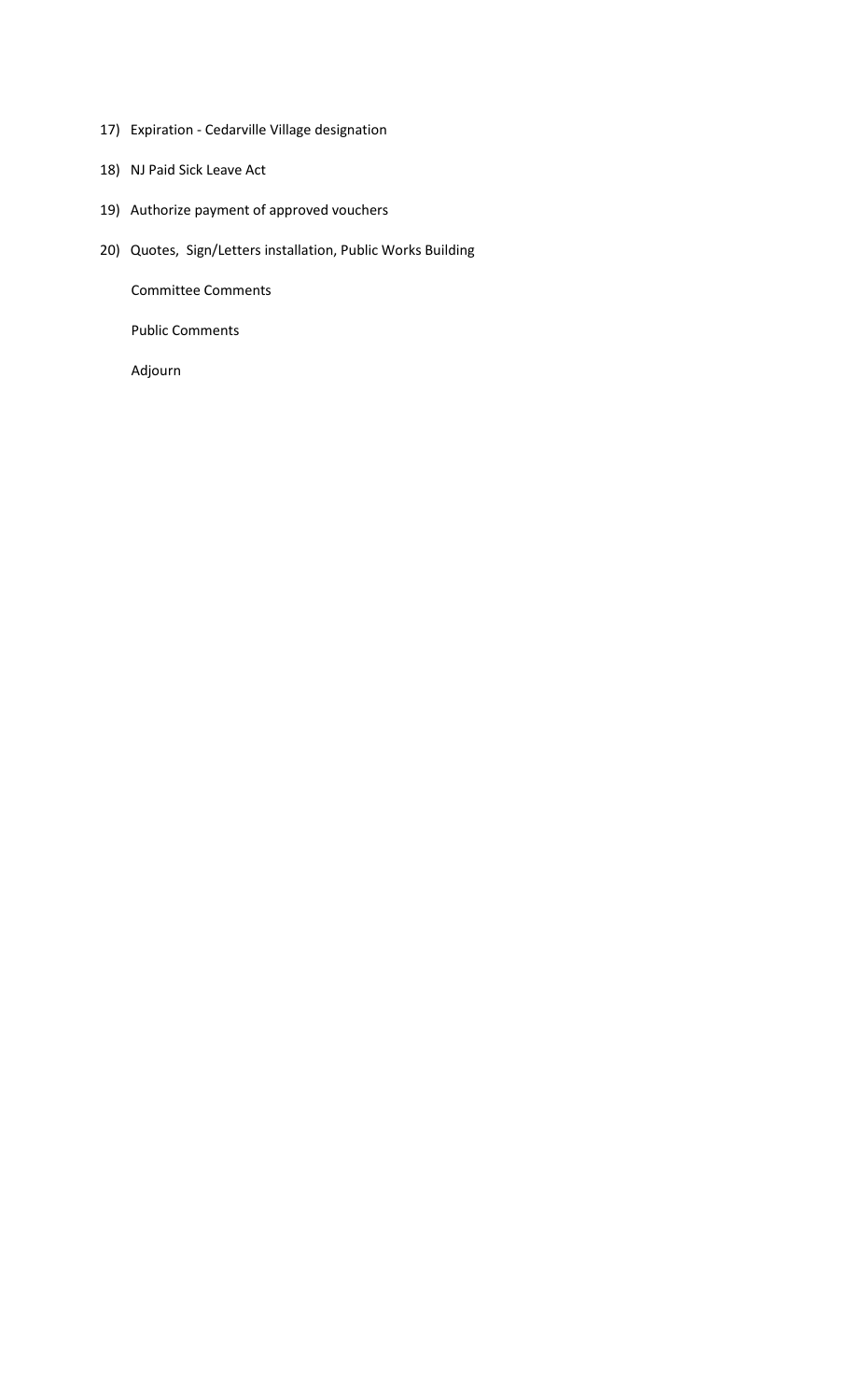17) Expiration - Cedarville Village designation

18) NJ Paid Sick Leave Act

19) Authorize payment of approved vouchers

20) Quotes, Sign/Letters installation, Public Works Building

Committee Comments

Public Comments

Adjourn